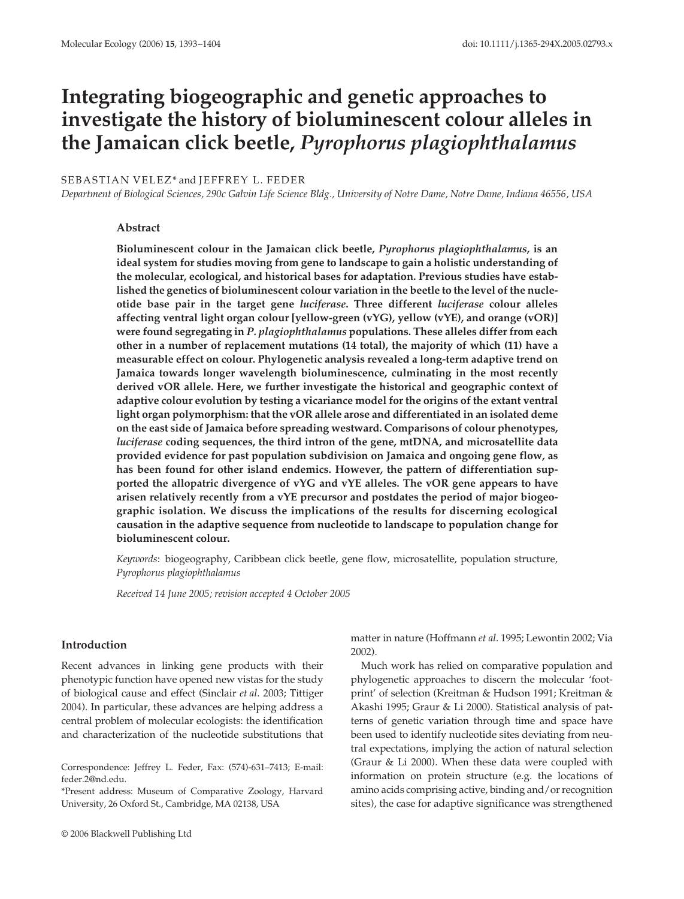# Integrating biogeographic and genetic approaches to investigate the history of bioluminescent colour alleles in the Jamaican click beetle, *Pyrophorus plagiophthalamus*

SEBASTIAN VELEZ* and JEFFREY L. FEDER

*Department of Biological Sciences, 290c Galvin Life Science Bldg., University of Notre Dame, Notre Dame, Indiana 46556, USA*

## Abstract

**Bioluminescent colour in the Jamaican click beetle, *Pyrophorus plagiophthalamus*, is an ideal system for studies moving from gene to landscape to gain a holistic understanding of the molecular, ecological, and historical bases for adaptation. Previous studies have established the genetics of bioluminescent colour variation in the beetle to the level of the nucleotide base pair in the target gene *luciferase*. Three different *luciferase* colour alleles affecting ventral light organ colour [yellow-green (vYG), yellow (vYE), and orange (vOR)] were found segregating in *P. plagiophthalamus* populations. These alleles differ from each other in a number of replacement mutations (14 total), the majority of which (11) have a measurable effect on colour. Phylogenetic analysis revealed a long-term adaptive trend on Jamaica towards longer wavelength bioluminescence, culminating in the most recently derived vOR allele. Here, we further investigate the historical and geographic context of adaptive colour evolution by testing a vicariance model for the origins of the extant ventral light organ polymorphism: that the vOR allele arose and differentiated in an isolated deme on the east side of Jamaica before spreading westward. Comparisons of colour phenotypes, *luciferase* coding sequences, the third intron of the gene, mtDNA, and microsatellite data provided evidence for past population subdivision on Jamaica and ongoing gene flow, as has been found for other island endemics. However, the pattern of differentiation supported the allopatric divergence of vYG and vYE alleles. The vOR gene appears to have arisen relatively recently from a vYE precursor and postdates the period of major biogeographic isolation. We discuss the implications of the results for discerning ecological causation in the adaptive sequence from nucleotide to landscape to population change for bioluminescent colour.**

*Keywords*: biogeography, Caribbean click beetle, gene flow, microsatellite, population structure, *Pyrophorus plagiophthalamus*

*Received 14 June 2005; revision accepted 4 October 2005*

## Introduction

Recent advances in linking gene products with their phenotypic function have opened new vistas for the study of biological cause and effect (Sinclair *et al*. 2003; Tittiger 2004). In particular, these advances are helping address a central problem of molecular ecologists: the identification and characterization of the nucleotide substitutions that matter in nature (Hoffmann *et al*. 1995; Lewontin 2002; Via 2002).

Much work has relied on comparative population and phylogenetic approaches to discern the molecular 'footprint' of selection (Kreitman & Hudson 1991; Kreitman & Akashi 1995; Graur & Li 2000). Statistical analysis of patterns of genetic variation through time and space have been used to identify nucleotide sites deviating from neutral expectations, implying the action of natural selection (Graur & Li 2000). When these data were coupled with information on protein structure (e.g. the locations of amino acids comprising active, binding and/or recognition sites), the case for adaptive significance was strengthened

Correspondence: Jeffrey L. Feder, Fax: (574)-631–7413; E-mail: feder.2@nd.edu.

*Present address: Museum of Comparative Zoology, Harvard University, 26 Oxford St., Cambridge, MA 02138, USA

© 2006 Blackwell Publishing Ltd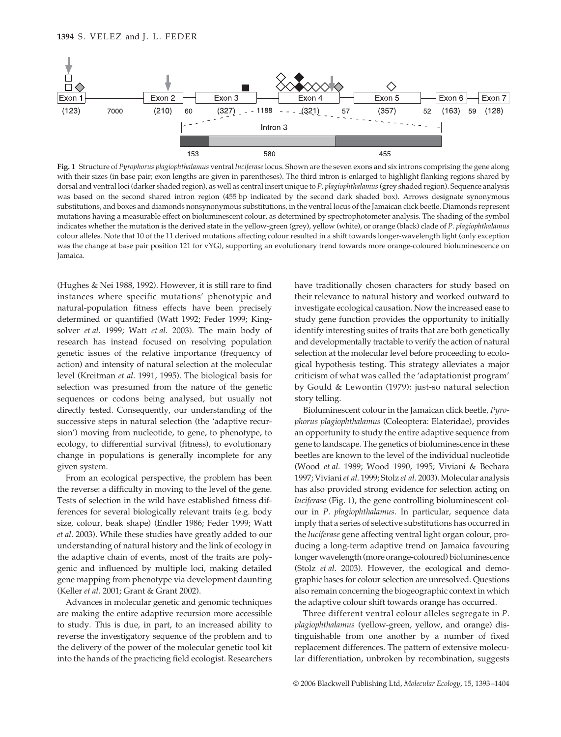**Fig. 1** Structure of *Pyrophorus plagiophthalamus* ventral *luciferase* locus. Shown are the seven exons and six introns comprising the gene along with their sizes (in base pair; exon lengths are given in parentheses). The third intron is enlarged to highlight flanking regions shared by dorsal and ventral loci (darker shaded region), as well as central insert unique to *P. plagiophthalamus* (grey shaded region). Sequence analysis was based on the second shared intron region (455 bp indicated by the second dark shaded box). Arrows designate synonymous substitutions, and boxes and diamonds nonsynonymous substitutions, in the ventral locus of the Jamaican click beetle. Diamonds represent mutations having a measurable effect on bioluminescent colour, as determined by spectrophotometer analysis. The shading of the symbol indicates whether the mutation is the derived state in the yellow-green (grey), yellow (white), or orange (black) clade of *P. plagiophthalamus* colour alleles. Note that 10 of the 11 derived mutations affecting colour resulted in a shift towards longer-wavelength light (only exception was the change at base pair position 121 for vYG), supporting an evolutionary trend towards more orange-coloured bioluminescence on Jamaica.

(Hughes & Nei 1988, 1992). However, it is still rare to find instances where specific mutations' phenotypic and natural-population fitness effects have been precisely determined or quantified (Watt 1992; Feder 1999; Kingsolver *et al*. 1999; Watt *et al*. 2003). The main body of research has instead focused on resolving population genetic issues of the relative importance (frequency of action) and intensity of natural selection at the molecular level (Kreitman *et al*. 1991, 1995). The biological basis for selection was presumed from the nature of the genetic sequences or codons being analysed, but usually not directly tested. Consequently, our understanding of the successive steps in natural selection (the 'adaptive recursion') moving from nucleotide, to gene, to phenotype, to ecology, to differential survival (fitness), to evolutionary change in populations is generally incomplete for any given system.

From an ecological perspective, the problem has been the reverse: a difficulty in moving to the level of the gene. Tests of selection in the wild have established fitness differences for several biologically relevant traits (e.g. body size, colour, beak shape) (Endler 1986; Feder 1999; Watt *et al*. 2003). While these studies have greatly added to our understanding of natural history and the link of ecology in the adaptive chain of events, most of the traits are polygenic and influenced by multiple loci, making detailed gene mapping from phenotype via development daunting (Keller *et al*. 2001; Grant & Grant 2002).

Advances in molecular genetic and genomic techniques are making the entire adaptive recursion more accessible to study. This is due, in part, to an increased ability to reverse the investigatory sequence of the problem and to the delivery of the power of the molecular genetic tool kit into the hands of the practicing field ecologist. Researchers have traditionally chosen characters for study based on their relevance to natural history and worked outward to investigate ecological causation. Now the increased ease to study gene function provides the opportunity to initially identify interesting suites of traits that are both genetically and developmentally tractable to verify the action of natural selection at the molecular level before proceeding to ecological hypothesis testing. This strategy alleviates a major criticism of what was called the 'adaptationist program' by Gould & Lewontin (1979): just-so natural selection story telling.

Bioluminescent colour in the Jamaican click beetle, *Pyrophorus plagiophthalamus* (Coleoptera: Elateridae), provides an opportunity to study the entire adaptive sequence from gene to landscape. The genetics of bioluminescence in these beetles are known to the level of the individual nucleotide (Wood *et al*. 1989; Wood 1990, 1995; Viviani & Bechara 1997; Viviani *et al*. 1999; Stolz *et al*. 2003). Molecular analysis has also provided strong evidence for selection acting on *luciferase* (Fig. 1), the gene controlling bioluminescent colour in *P. plagiophthalamus*. In particular, sequence data imply that a series of selective substitutions has occurred in the *luciferase* gene affecting ventral light organ colour, producing a long-term adaptive trend on Jamaica favouring longer wavelength (more orange-coloured) bioluminescence (Stolz *et al*. 2003). However, the ecological and demographic bases for colour selection are unresolved. Questions also remain concerning the biogeographic context in which the adaptive colour shift towards orange has occurred.

Three different ventral colour alleles segregate in *P. plagiophthalamus* (yellow-green, yellow, and orange) distinguishable from one another by a number of fixed replacement differences. The pattern of extensive molecular differentiation, unbroken by recombination, suggests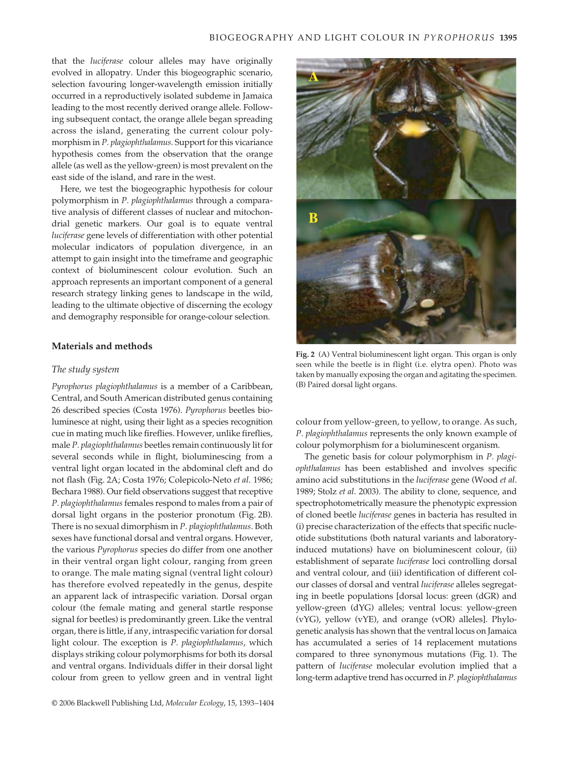that the *luciferase* colour alleles may have originally evolved in allopatry. Under this biogeographic scenario, selection favouring longer-wavelength emission initially occurred in a reproductively isolated subdeme in Jamaica leading to the most recently derived orange allele. Following subsequent contact, the orange allele began spreading across the island, generating the current colour polymorphism in *P. plagiophthalamus*. Support for this vicariance hypothesis comes from the observation that the orange allele (as well as the yellow-green) is most prevalent on the east side of the island, and rare in the west.

Here, we test the biogeographic hypothesis for colour polymorphism in *P. plagiophthalamus* through a comparative analysis of different classes of nuclear and mitochondrial genetic markers. Our goal is to equate ventral *luciferase* gene levels of differentiation with other potential molecular indicators of population divergence, in an attempt to gain insight into the timeframe and geographic context of bioluminescent colour evolution. Such an approach represents an important component of a general research strategy linking genes to landscape in the wild, leading to the ultimate objective of discerning the ecology and demography responsible for orange-colour selection.

## Materials and methods

### The study system

*Pyrophorus plagiophthalamus* is a member of a Caribbean, Central, and South American distributed genus containing 26 described species (Costa 1976). *Pyrophorus* beetles bioluminesce at night, using their light as a species recognition cue in mating much like fireflies. However, unlike fireflies, male *P. plagiophthalamus* beetles remain continuously lit for several seconds while in flight, bioluminescing from a ventral light organ located in the abdominal cleft and do not flash (Fig. 2A; Costa 1976; Colepicolo-Neto *et al*. 1986; Bechara 1988). Our field observations suggest that receptive *P. plagiophthalamus* females respond to males from a pair of dorsal light organs in the posterior pronotum (Fig. 2B). There is no sexual dimorphism in *P. plagiophthalamus*. Both sexes have functional dorsal and ventral organs. However, the various *Pyrophorus* species do differ from one another in their ventral organ light colour, ranging from green to orange. The male mating signal (ventral light colour) has therefore evolved repeatedly in the genus, despite an apparent lack of intraspecific variation. Dorsal organ colour (the female mating and general startle response signal for beetles) is predominantly green. Like the ventral organ, there is little, if any, intraspecific variation for dorsal light colour. The exception is *P. plagiophthalamus*, which displays striking colour polymorphisms for both its dorsal and ventral organs. Individuals differ in their dorsal light colour from green to yellow green and in ventral light colour from yellow-green, to yellow, to orange. As such, *P. plagiophthalamus* represents the only known example of colour polymorphism for a bioluminescent organism.

**Fig. 2** (A) Ventral bioluminescent light organ. This organ is only seen while the beetle is in flight (i.e. elytra open). Photo was taken by manually exposing the organ and agitating the specimen. (B) Paired dorsal light organs.

The genetic basis for colour polymorphism in *P. plagiophthalamus* has been established and involves specific amino acid substitutions in the *luciferase* gene (Wood *et al*. 1989; Stolz *et al*. 2003). The ability to clone, sequence, and spectrophotometrically measure the phenotypic expression of cloned beetle *luciferase* genes in bacteria has resulted in (i) precise characterization of the effects that specific nucleotide substitutions (both natural variants and laboratory-induced mutations) have on bioluminescent colour, (ii) establishment of separate *luciferase* loci controlling dorsal and ventral colour, and (iii) identification of different colour classes of dorsal and ventral *luciferase* alleles segregating in beetle populations [dorsal locus: green (dGR) and yellow-green (dYG) alleles; ventral locus: yellow-green (vYG), yellow (vYE), and orange (vOR) alleles]. Phylogenetic analysis has shown that the ventral locus on Jamaica has accumulated a series of 14 replacement mutations compared to three synonymous mutations (Fig. 1). The pattern of *luciferase* molecular evolution implied that a long-term adaptive trend has occurred in *P. plagiophthalamus*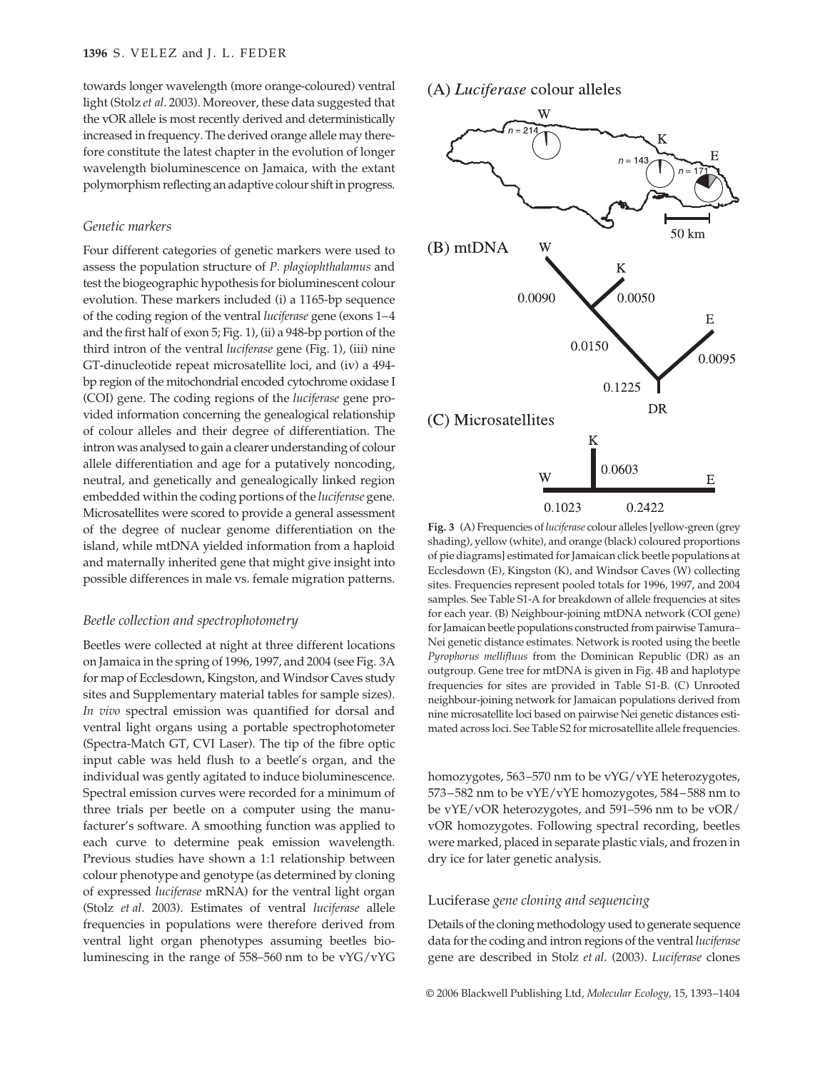towards longer wavelength (more orange-coloured) ventral light (Stolz *et al*. 2003). Moreover, these data suggested that the vOR allele is most recently derived and deterministically increased in frequency. The derived orange allele may therefore constitute the latest chapter in the evolution of longer wavelength bioluminescence on Jamaica, with the extant polymorphism reflecting an adaptive colour shift in progress.

### *Genetic markers*

Four different categories of genetic markers were used to assess the population structure of *P. plagiophthalamus* and test the biogeographic hypothesis for bioluminescent colour evolution. These markers included (i) a 1165-bp sequence of the coding region of the ventral *luciferase* gene (exons 1–4 and the first half of exon 5; Fig. 1), (ii) a 948-bp portion of the third intron of the ventral *luciferase* gene (Fig. 1), (iii) nine GT-dinucleotide repeat microsatellite loci, and (iv) a 494-bp region of the mitochondrial encoded cytochrome oxidase I (COI) gene. The coding regions of the *luciferase* gene provided information concerning the genealogical relationship of colour alleles and their degree of differentiation. The intron was analysed to gain a clearer understanding of colour allele differentiation and age for a putatively noncoding, neutral, and genetically and genealogically linked region embedded within the coding portions of the *luciferase* gene. Microsatellites were scored to provide a general assessment of the degree of nuclear genome differentiation on the island, while mtDNA yielded information from a haploid and maternally inherited gene that might give insight into possible differences in male vs. female migration patterns.

### *Beetle collection and spectrophotometry*

Beetles were collected at night at three different locations on Jamaica in the spring of 1996, 1997, and 2004 (see Fig. 3A for map of Ecclesdown, Kingston, and Windsor Caves study sites and Supplementary material tables for sample sizes). *In vivo* spectral emission was quantified for dorsal and ventral light organs using a portable spectrophotometer (Spectra-Match GT, CVI Laser). The tip of the fibre optic input cable was held flush to a beetle's organ, and the individual was gently agitated to induce bioluminescence. Spectral emission curves were recorded for a minimum of three trials per beetle on a computer using the manufacturer's software. A smoothing function was applied to each curve to determine peak emission wavelength. Previous studies have shown a 1:1 relationship between colour phenotype and genotype (as determined by cloning of expressed *luciferase* mRNA) for the ventral light organ (Stolz *et al*. 2003). Estimates of ventral *luciferase* allele frequencies in populations were therefore derived from ventral light organ phenotypes assuming beetles bioluminescing in the range of 558–560 nm to be vYG/vYG homozygotes, 563–570 nm to be vYG/vYE heterozygotes, 573–582 nm to be vYE/vYE homozygotes, 584–588 nm to be vYE/vOR heterozygotes, and 591–596 nm to be vOR/vOR homozygotes. Following spectral recording, beetles were marked, placed in separate plastic vials, and frozen in dry ice for later genetic analysis.

**Fig. 3** (A) Frequencies of *luciferase* colour alleles [yellow-green (grey shading), yellow (white), and orange (black) coloured proportions of pie diagrams] estimated for Jamaican click beetle populations at Ecclesdown (E), Kingston (K), and Windsor Caves (W) collecting sites. Frequencies represent pooled totals for 1996, 1997, and 2004 samples. See Table S1-A for breakdown of allele frequencies at sites for each year. (B) Neighbour-joining mtDNA network (COI gene) for Jamaican beetle populations constructed from pairwise Tamura–Nei genetic distance estimates. Network is rooted using the beetle *Pyrophorus mellifluus* from the Dominican Republic (DR) as an outgroup. Gene tree for mtDNA is given in Fig. 4B and haplotype frequencies for sites are provided in Table S1-B. (C) Unrooted neighbour-joining network for Jamaican populations derived from nine microsatellite loci based on pairwise Nei genetic distances estimated across loci. See Table S2 for microsatellite allele frequencies.

### Luciferase *gene cloning and sequencing*

Details of the cloning methodology used to generate sequence data for the coding and intron regions of the ventral *luciferase* gene are described in Stolz *et al*. (2003). *Luciferase* clones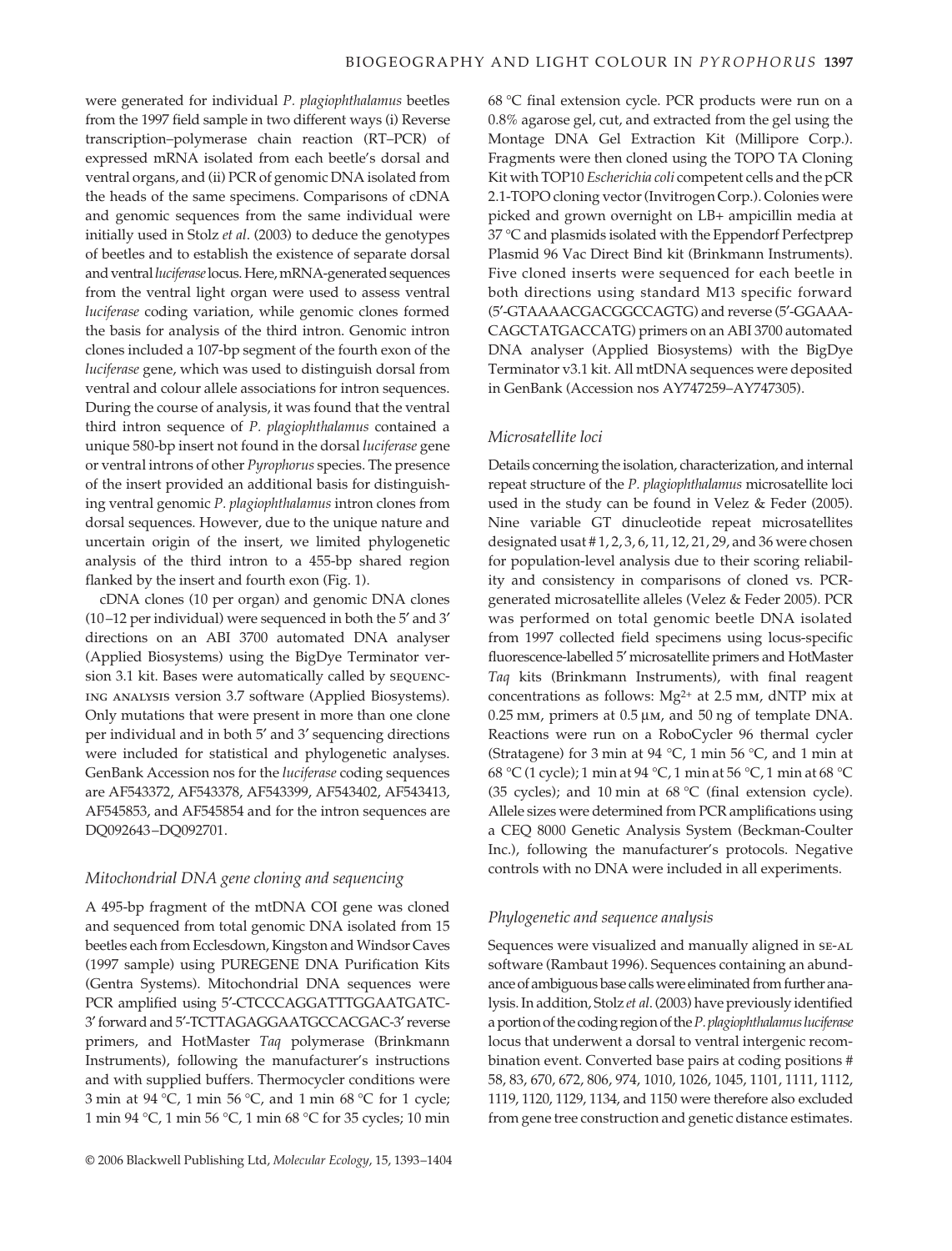were generated for individual *P. plagiophthalamus* beetles from the 1997 field sample in two different ways (i) Reverse transcription–polymerase chain reaction (RT–PCR) of expressed mRNA isolated from each beetle's dorsal and ventral organs, and (ii) PCR of genomic DNA isolated from the heads of the same specimens. Comparisons of cDNA and genomic sequences from the same individual were initially used in Stolz *et al*. (2003) to deduce the genotypes of beetles and to establish the existence of separate dorsal and ventral *luciferase* locus. Here, mRNA-generated sequences from the ventral light organ were used to assess ventral *luciferase* coding variation, while genomic clones formed the basis for analysis of the third intron. Genomic intron clones included a 107-bp segment of the fourth exon of the *luciferase* gene, which was used to distinguish dorsal from ventral and colour allele associations for intron sequences. During the course of analysis, it was found that the ventral third intron sequence of *P. plagiophthalamus* contained a unique 580-bp insert not found in the dorsal *luciferase* gene or ventral introns of other *Pyrophorus* species. The presence of the insert provided an additional basis for distinguishing ventral genomic *P. plagiophthalamus* intron clones from dorsal sequences. However, due to the unique nature and uncertain origin of the insert, we limited phylogenetic analysis of the third intron to a 455-bp shared region flanked by the insert and fourth exon (Fig. 1).

cDNA clones (10 per organ) and genomic DNA clones (10–12 per individual) were sequenced in both the 5′ and 3′ directions on an ABI 3700 automated DNA analyser (Applied Biosystems) using the BigDye Terminator version 3.1 kit. Bases were automatically called by SEQUENCING ANALYSIS version 3.7 software (Applied Biosystems). Only mutations that were present in more than one clone per individual and in both 5′ and 3′ sequencing directions were included for statistical and phylogenetic analyses. GenBank Accession nos for the *luciferase* coding sequences are AF543372, AF543378, AF543399, AF543402, AF543413, AF545853, and AF545854 and for the intron sequences are DQ092643–DQ092701.

### *Mitochondrial DNA gene cloning and sequencing*

A 495-bp fragment of the mtDNA COI gene was cloned and sequenced from total genomic DNA isolated from 15 beetles each from Ecclesdown, Kingston and Windsor Caves (1997 sample) using PUREGENE DNA Purification Kits (Gentra Systems). Mitochondrial DNA sequences were PCR amplified using 5′-CTCCCAGGATTTGGAATGATC-3′ forward and 5′-TCTTAGAGGAATGCCACGAC-3′ reverse primers, and HotMaster *Taq* polymerase (Brinkmann Instruments), following the manufacturer's instructions and with supplied buffers. Thermocycler conditions were 3 min at 94 °C, 1 min 56 °C, and 1 min 68 °C for 1 cycle; 1 min 94 °C, 1 min 56 °C, 1 min 68 °C for 35 cycles; 10 min 68 °C final extension cycle. PCR products were run on a 0.8% agarose gel, cut, and extracted from the gel using the Montage DNA Gel Extraction Kit (Millipore Corp.). Fragments were then cloned using the TOPO TA Cloning Kit with TOP10 *Escherichia coli* competent cells and the pCR 2.1-TOPO cloning vector (Invitrogen Corp.). Colonies were picked and grown overnight on LB+ ampicillin media at 37 °C and plasmids isolated with the Eppendorf Perfectprep Plasmid 96 Vac Direct Bind kit (Brinkmann Instruments). Five cloned inserts were sequenced for each beetle in both directions using standard M13 specific forward (5′-GTAAAACGACGGCCAGTG) and reverse (5′-GGAAACAGCTATGACCATG) primers on an ABI 3700 automated DNA analyser (Applied Biosystems) with the BigDye Terminator v3.1 kit. All mtDNA sequences were deposited in GenBank (Accession nos AY747259–AY747305).

### *Microsatellite loci*

Details concerning the isolation, characterization, and internal repeat structure of the *P. plagiophthalamus* microsatellite loci used in the study can be found in Velez & Feder (2005). Nine variable GT dinucleotide repeat microsatellites designated usat # 1, 2, 3, 6, 11, 12, 21, 29, and 36 were chosen for population-level analysis due to their scoring reliability and consistency in comparisons of cloned vs. PCR-generated microsatellite alleles (Velez & Feder 2005). PCR was performed on total genomic beetle DNA isolated from 1997 collected field specimens using locus-specific fluorescence-labelled 5′ microsatellite primers and HotMaster *Taq* kits (Brinkmann Instruments), with final reagent concentrations as follows: $Mg^{2+}$ at 2.5 mM, dNTP mix at 0.25 mM, primers at 0.5 μM, and 50 ng of template DNA. Reactions were run on a RoboCycler 96 thermal cycler (Stratagene) for 3 min at 94 °C, 1 min 56 °C, and 1 min at 68 °C (1 cycle); 1 min at 94 °C, 1 min at 56 °C, 1 min at 68 °C (35 cycles); and 10 min at 68 °C (final extension cycle). Allele sizes were determined from PCR amplifications using a CEQ 8000 Genetic Analysis System (Beckman-Coulter Inc.), following the manufacturer's protocols. Negative controls with no DNA were included in all experiments.

### *Phylogenetic and sequence analysis*

Sequences were visualized and manually aligned in SE-AL software (Rambaut 1996). Sequences containing an abundance of ambiguous base calls were eliminated from further analysis. In addition, Stolz *et al*. (2003) have previously identified a portion of the coding region of the *P. plagiophthalamus luciferase* locus that underwent a dorsal to ventral intergenic recombination event. Converted base pairs at coding positions # 58, 83, 670, 672, 806, 974, 1010, 1026, 1045, 1101, 1111, 1112, 1119, 1120, 1129, 1134, and 1150 were therefore also excluded from gene tree construction and genetic distance estimates.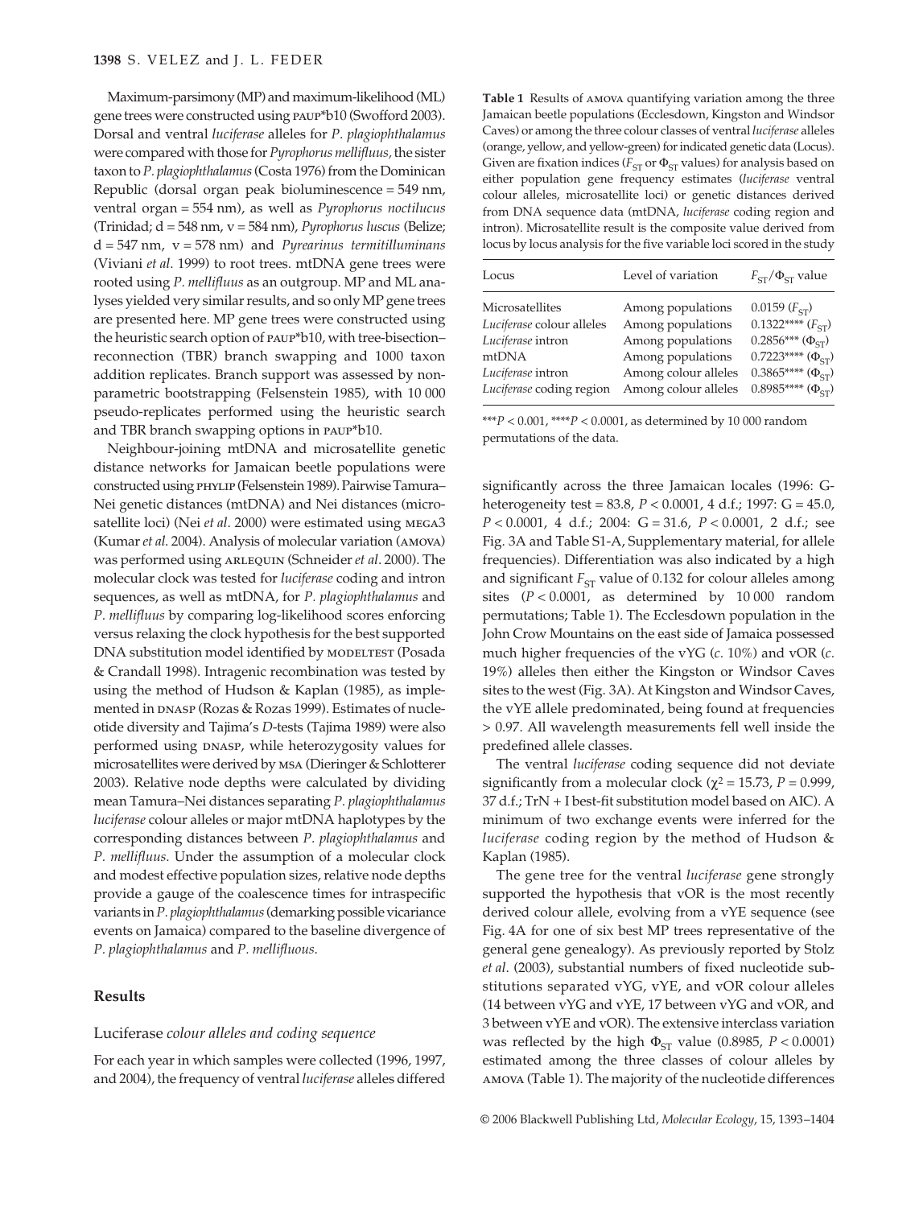Maximum-parsimony (MP) and maximum-likelihood (ML) gene trees were constructed using PAUP*b10 (Swofford 2003). Dorsal and ventral *luciferase* alleles for *P. plagiophthalamus* were compared with those for *Pyrophorus mellifluus*, the sister taxon to *P. plagiophthalamus* (Costa 1976) from the Dominican Republic (dorsal organ peak bioluminescence = 549 nm, ventral organ = 554 nm), as well as *Pyrophorus noctilucus* (Trinidad; d = 548 nm, v = 584 nm), *Pyrophorus luscus* (Belize; d = 547 nm, v = 578 nm) and *Pyrearinus termitilluminans* (Viviani *et al*. 1999) to root trees. mtDNA gene trees were rooted using *P. mellifluus* as an outgroup. MP and ML analyses yielded very similar results, and so only MP gene trees are presented here. MP gene trees were constructed using the heuristic search option of PAUP*b10, with tree-bisection–reconnection (TBR) branch swapping and 1000 taxon addition replicates. Branch support was assessed by nonparametric bootstrapping (Felsenstein 1985), with 10 000 pseudo-replicates performed using the heuristic search and TBR branch swapping options in PAUP*b10.

Neighbour-joining mtDNA and microsatellite genetic distance networks for Jamaican beetle populations were constructed using PHYLIP (Felsenstein 1989). Pairwise Tamura–Nei genetic distances (mtDNA) and Nei distances (microsatellite loci) (Nei *et al*. 2000) were estimated using MEGA3 (Kumar *et al*. 2004). Analysis of molecular variation (AMOVA) was performed using ARLEQUIN (Schneider *et al*. 2000). The molecular clock was tested for *luciferase* coding and intron sequences, as well as mtDNA, for *P. plagiophthalamus* and *P. mellifluus* by comparing log-likelihood scores enforcing versus relaxing the clock hypothesis for the best supported DNA substitution model identified by MODELTEST (Posada & Crandall 1998). Intragenic recombination was tested by using the method of Hudson & Kaplan (1985), as implemented in DNASP (Rozas & Rozas 1999). Estimates of nucleotide diversity and Tajima's *D*-tests (Tajima 1989) were also performed using DNASP, while heterozygosity values for microsatellites were derived by MSA (Dieringer & Schlotterer 2003). Relative node depths were calculated by dividing mean Tamura–Nei distances separating *P. plagiophthalamus luciferase* colour alleles or major mtDNA haplotypes by the corresponding distances between *P. plagiophthalamus* and *P. mellifluus*. Under the assumption of a molecular clock and modest effective population sizes, relative node depths provide a gauge of the coalescence times for intraspecific variants in *P. plagiophthalamus* (demarking possible vicariance events on Jamaica) compared to the baseline divergence of *P. plagiophthalamus* and *P. mellifluous*.

## Results

### *Luciferase* colour alleles and coding sequence

For each year in which samples were collected (1996, 1997, and 2004), the frequency of ventral *luciferase* alleles differed significantly across the three Jamaican locales (1996: G-heterogeneity test = 83.8, $P < 0.0001$, 4 d.f.; 1997: G = 45.0, $P < 0.0001$, 4 d.f.; 2004: G = 31.6, $P < 0.0001$, 2 d.f.; see Fig. 3A and Table S1-A, Supplementary material, for allele frequencies). Differentiation was also indicated by a high and significant $F_{ST}$ value of 0.132 for colour alleles among sites ($P < 0.0001$, as determined by 10 000 random permutations; Table 1). The Ecclesdown population in the John Crow Mountains on the east side of Jamaica possessed much higher frequencies of the vYG (*c*. 10%) and vOR (*c*. 19%) alleles then either the Kingston or Windsor Caves sites to the west (Fig. 3A). At Kingston and Windsor Caves, the vYE allele predominated, being found at frequencies > 0.97. All wavelength measurements fell well inside the predefined allele classes.

**Table 1** Results of AMOVA quantifying variation among the three Jamaican beetle populations (Ecclesdown, Kingston and Windsor Caves) or among the three colour classes of ventral *luciferase* alleles (orange, yellow, and yellow-green) for indicated genetic data (Locus). Given are fixation indices ($F_{ST}$ or $\Phi_{ST}$ values) for analysis based on either population gene frequency estimates (*luciferase* ventral colour alleles, microsatellite loci) or genetic distances derived from DNA sequence data (mtDNA, *luciferase* coding region and intron). Microsatellite result is the composite value derived from locus by locus analysis for the five variable loci scored in the study

| Locus | Level of variation | $F_{ST}$/$\Phi_{ST}$ value |
|---|---|---|
| Microsatellites | Among populations | 0.0159 ($F_{ST}$) |
| *Luciferase* colour alleles | Among populations | 0.1322**** ($F_{ST}$) |
| *Luciferase* intron | Among populations | 0.2856*** ($\Phi_{ST}$) |
| mtDNA | Among populations | 0.7223**** ($\Phi_{ST}$) |
| *Luciferase* intron | Among colour alleles | 0.3865**** ($\Phi_{ST}$) |
| *Luciferase* coding region | Among colour alleles | 0.8985**** ($\Phi_{ST}$) |

***$P < 0.001$, ****$P < 0.0001$, as determined by 10 000 random permutations of the data.

The ventral *luciferase* coding sequence did not deviate significantly from a molecular clock ($\chi^2 = 15.73$, $P = 0.999$, 37 d.f.; TrN + I best-fit substitution model based on AIC). A minimum of two exchange events were inferred for the *luciferase* coding region by the method of Hudson & Kaplan (1985).

The gene tree for the ventral *luciferase* gene strongly supported the hypothesis that vOR is the most recently derived colour allele, evolving from a vYE sequence (see Fig. 4A for one of six best MP trees representative of the general gene genealogy). As previously reported by Stolz *et al*. (2003), substantial numbers of fixed nucleotide substitutions separated vYG, vYE, and vOR colour alleles (14 between vYG and vYE, 17 between vYG and vOR, and 3 between vYE and vOR). The extensive interclass variation was reflected by the high $\Phi_{ST}$ value (0.8985, $P < 0.0001$) estimated among the three classes of colour alleles by AMOVA (Table 1). The majority of the nucleotide differences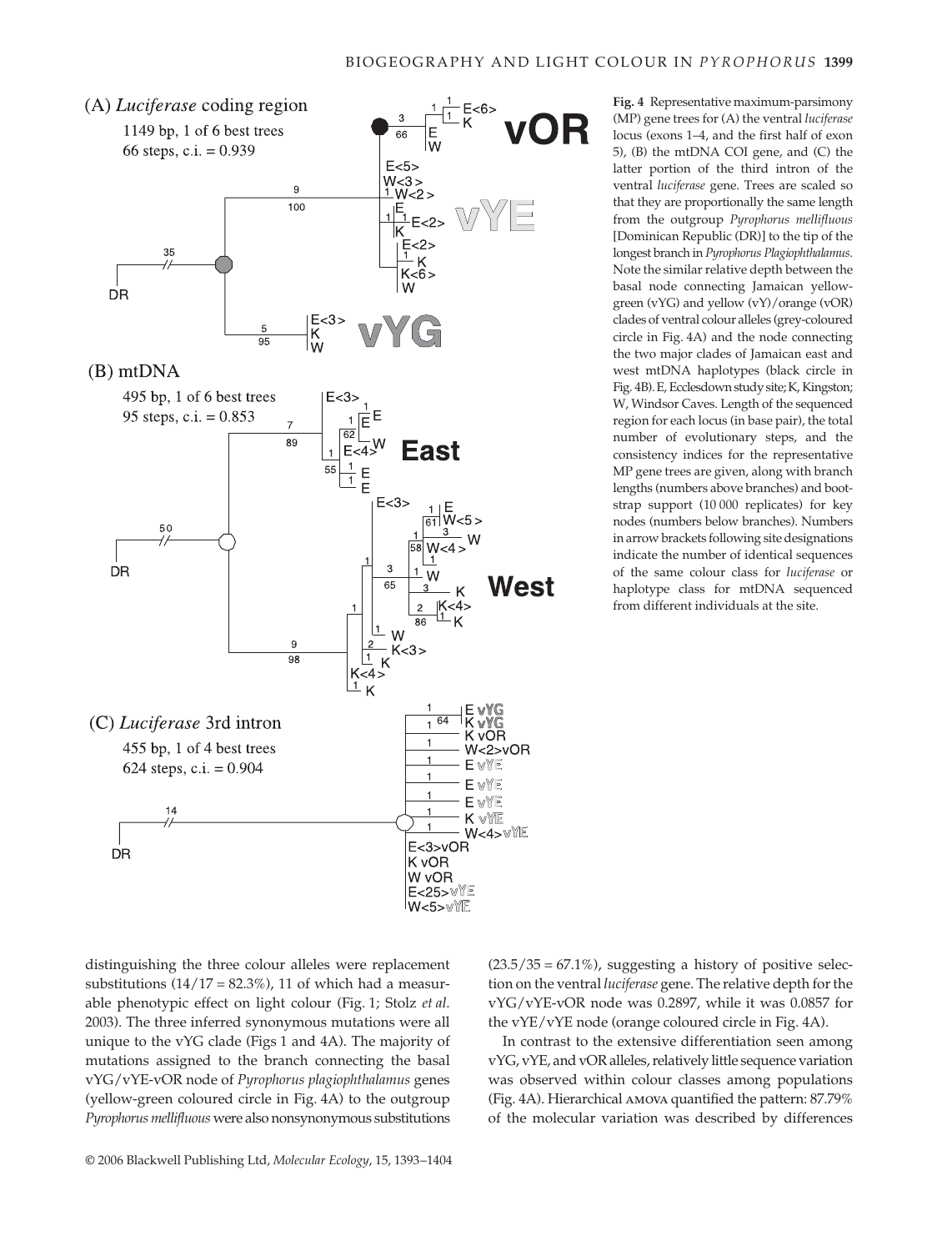**Fig. 4** Representative maximum-parsimony (MP) gene trees for (A) the ventral *luciferase* locus (exons 1–4, and the first half of exon 5), (B) the mtDNA COI gene, and (C) the latter portion of the third intron of the ventral *luciferase* gene. Trees are scaled so that they are proportionally the same length from the outgroup *Pyrophorus mellifluous* [Dominican Republic (DR)] to the tip of the longest branch in *Pyrophorus Plagiophthalamus*. Note the similar relative depth between the basal node connecting Jamaican yellow-green (vYG) and yellow (vY)/orange (vOR) clades of ventral colour alleles (grey-coloured circle in Fig. 4A) and the node connecting the two major clades of Jamaican east and west mtDNA haplotypes (black circle in Fig. 4B). E, Ecclesdown study site; K, Kingston; W, Windsor Caves. Length of the sequenced region for each locus (in base pair), the total number of evolutionary steps, and the consistency indices for the representative MP gene trees are given, along with branch lengths (numbers above branches) and bootstrap support (10 000 replicates) for key nodes (numbers below branches). Numbers in arrow brackets following site designations indicate the number of identical sequences of the same colour class for *luciferase* or haplotype class for mtDNA sequenced from different individuals at the site.

distinguishing the three colour alleles were replacement substitutions (14/17 = 82.3%), 11 of which had a measurable phenotypic effect on light colour (Fig. 1; Stolz *et al*. 2003). The three inferred synonymous mutations were all unique to the vYG clade (Figs 1 and 4A). The majority of mutations assigned to the branch connecting the basal vYG/vYE-vOR node of *Pyrophorus plagiophthalamus* genes (yellow-green coloured circle in Fig. 4A) to the outgroup *Pyrophorus mellifluous* were also nonsynonymous substitutions (23.5/35 = 67.1%), suggesting a history of positive selection on the ventral *luciferase* gene. The relative depth for the vYG/vYE-vOR node was 0.2897, while it was 0.0857 for the vYE/vYE node (orange coloured circle in Fig. 4A).

In contrast to the extensive differentiation seen among vYG, vYE, and vOR alleles, relatively little sequence variation was observed within colour classes among populations (Fig. 4A). Hierarchical AMOVA quantified the pattern: 87.79% of the molecular variation was described by differences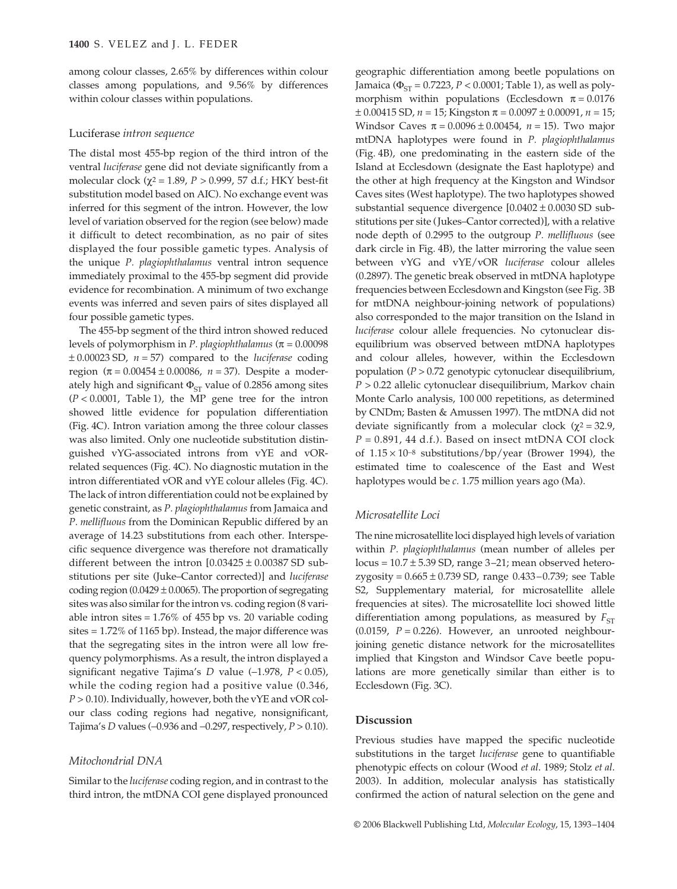among colour classes, 2.65% by differences within colour classes among populations, and 9.56% by differences within colour classes within populations.

### Luciferase *intron sequence*

The distal most 455-bp region of the third intron of the ventral *luciferase* gene did not deviate significantly from a molecular clock ($\chi^2 = 1.89$, $P > 0.999$, 57 d.f.; HKY best-fit substitution model based on AIC). No exchange event was inferred for this segment of the intron. However, the low level of variation observed for the region (see below) made it difficult to detect recombination, as no pair of sites displayed the four possible gametic types. Analysis of the unique *P. plagiophthalamus* ventral intron sequence immediately proximal to the 455-bp segment did provide evidence for recombination. A minimum of two exchange events was inferred and seven pairs of sites displayed all four possible gametic types.

The 455-bp segment of the third intron showed reduced levels of polymorphism in *P. plagiophthalamus* ($\pi = 0.00098 \pm 0.00023$ SD, $n = 57$) compared to the *luciferase* coding region ($\pi = 0.00454 \pm 0.00086$, $n = 37$). Despite a moderately high and significant $\Phi_{ST}$ value of 0.2856 among sites ($P < 0.0001$, Table 1), the MP gene tree for the intron showed little evidence for population differentiation (Fig. 4C). Intron variation among the three colour classes was also limited. Only one nucleotide substitution distinguished vYG-associated introns from vYE and vOR-related sequences (Fig. 4C). No diagnostic mutation in the intron differentiated vOR and vYE colour alleles (Fig. 4C). The lack of intron differentiation could not be explained by genetic constraint, as *P. plagiophthalamus* from Jamaica and *P. mellifluous* from the Dominican Republic differed by an average of 14.23 substitutions from each other. Interspecific sequence divergence was therefore not dramatically different between the intron [$0.03425 \pm 0.00387$ SD substitutions per site (Juke–Cantor corrected)] and *luciferase* coding region ($0.0429 \pm 0.0065$). The proportion of segregating sites was also similar for the intron vs. coding region (8 variable intron sites = 1.76% of 455 bp vs. 20 variable coding sites = 1.72% of 1165 bp). Instead, the major difference was that the segregating sites in the intron were all low frequency polymorphisms. As a result, the intron displayed a significant negative Tajima's *D* value (–1.978, $P < 0.05$), while the coding region had a positive value (0.346, $P > 0.10$). Individually, however, both the vYE and vOR colour class coding regions had negative, nonsignificant, Tajima's *D* values (–0.936 and –0.297, respectively, $P > 0.10$).

### *Mitochondrial DNA*

Similar to the *luciferase* coding region, and in contrast to the third intron, the mtDNA COI gene displayed pronounced geographic differentiation among beetle populations on Jamaica ($\Phi_{ST} = 0.7223$, $P < 0.0001$; Table 1), as well as polymorphism within populations (Ecclesdown $\pi = 0.0176 \pm 0.00415$ SD, $n = 15$; Kingston $\pi = 0.0097 \pm 0.00091$, $n = 15$; Windsor Caves $\pi = 0.0096 \pm 0.00454$, $n = 15$). Two major mtDNA haplotypes were found in *P. plagiophthalamus* (Fig. 4B), one predominating in the eastern side of the Island at Ecclesdown (designate the East haplotype) and the other at high frequency at the Kingston and Windsor Caves sites (West haplotype). The two haplotypes showed substantial sequence divergence [$0.0402 \pm 0.0030$ SD substitutions per site (Jukes–Cantor corrected)], with a relative node depth of 0.2995 to the outgroup *P. mellifluous* (see dark circle in Fig. 4B), the latter mirroring the value seen between vYG and vYE/vOR *luciferase* colour alleles (0.2897). The genetic break observed in mtDNA haplotype frequencies between Ecclesdown and Kingston (see Fig. 3B for mtDNA neighbour-joining network of populations) also corresponded to the major transition on the Island in *luciferase* colour allele frequencies. No cytonuclear disequilibrium was observed between mtDNA haplotypes and colour alleles, however, within the Ecclesdown population ($P > 0.72$ genotypic cytonuclear disequilibrium, $P > 0.22$ allelic cytonuclear disequilibrium, Markov chain Monte Carlo analysis, 100 000 repetitions, as determined by CNDm; Basten & Amussen 1997). The mtDNA did not deviate significantly from a molecular clock ($\chi^2 = 32.9$, $P = 0.891$, 44 d.f.). Based on insect mtDNA COI clock of $1.15 \times 10^{-8}$ substitutions/bp/year (Brower 1994), the estimated time to coalescence of the East and West haplotypes would be *c.* 1.75 million years ago (Ma).

### *Microsatellite Loci*

The nine microsatellite loci displayed high levels of variation within *P. plagiophthalamus* (mean number of alleles per locus = $10.7 \pm 5.39$ SD, range 3–21; mean observed heterozygosity = $0.665 \pm 0.739$ SD, range 0.433–0.739; see Table S2, Supplementary material, for microsatellite allele frequencies at sites). The microsatellite loci showed little differentiation among populations, as measured by $F_{ST}$ (0.0159, $P = 0.226$). However, an unrooted neighbour-joining genetic distance network for the microsatellites implied that Kingston and Windsor Cave beetle populations are more genetically similar than either is to Ecclesdown (Fig. 3C).

## Discussion

Previous studies have mapped the specific nucleotide substitutions in the target *luciferase* gene to quantifiable phenotypic effects on colour (Wood *et al.* 1989; Stolz *et al.* 2003). In addition, molecular analysis has statistically confirmed the action of natural selection on the gene and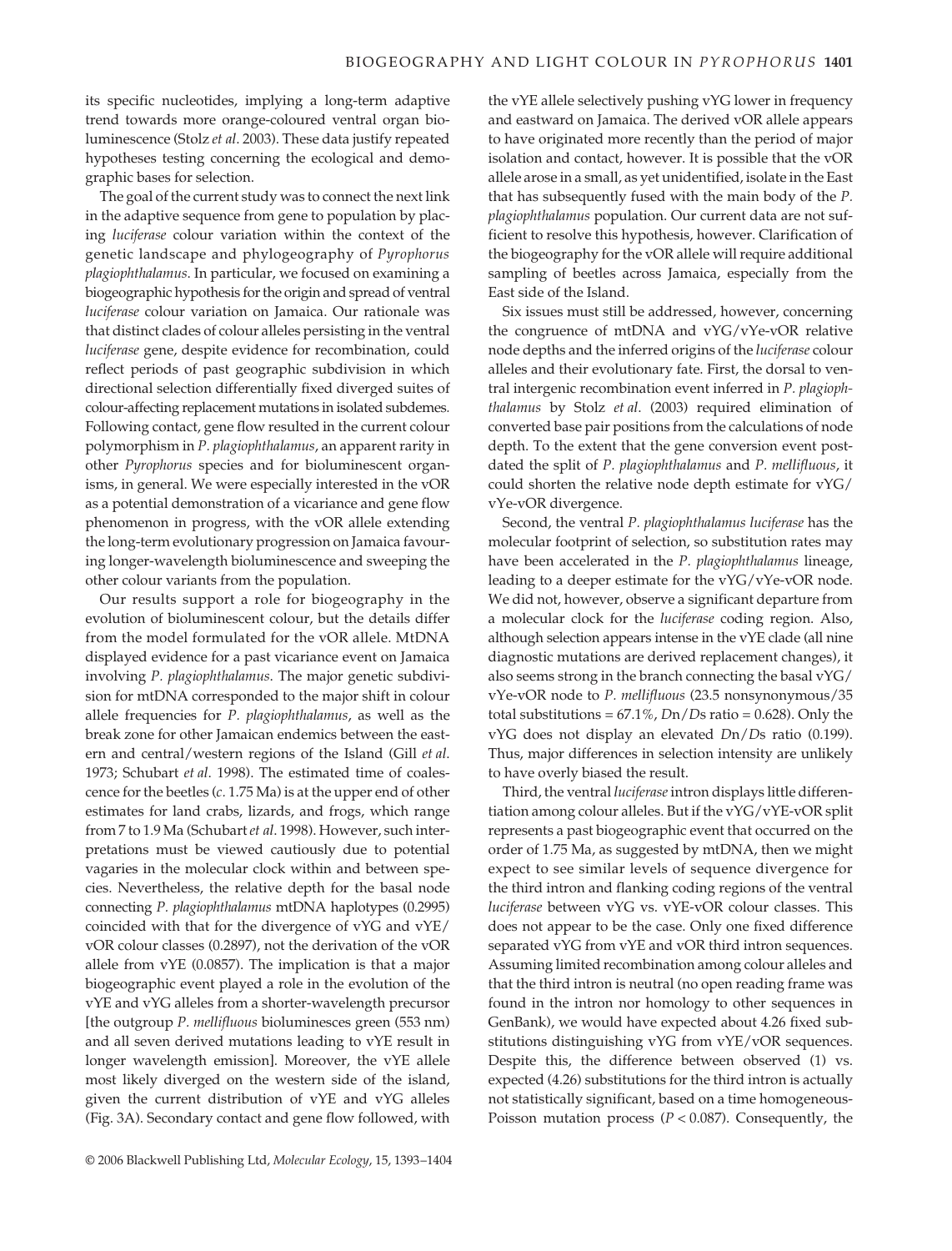its specific nucleotides, implying a long-term adaptive trend towards more orange-coloured ventral organ bioluminescence (Stolz *et al*. 2003). These data justify repeated hypotheses testing concerning the ecological and demographic bases for selection.

The goal of the current study was to connect the next link in the adaptive sequence from gene to population by placing *luciferase* colour variation within the context of the genetic landscape and phylogeography of *Pyrophorus plagiophthalamus*. In particular, we focused on examining a biogeographic hypothesis for the origin and spread of ventral *luciferase* colour variation on Jamaica. Our rationale was that distinct clades of colour alleles persisting in the ventral *luciferase* gene, despite evidence for recombination, could reflect periods of past geographic subdivision in which directional selection differentially fixed diverged suites of colour-affecting replacement mutations in isolated subdemes. Following contact, gene flow resulted in the current colour polymorphism in *P. plagiophthalamus*, an apparent rarity in other *Pyrophorus* species and for bioluminescent organisms, in general. We were especially interested in the vOR as a potential demonstration of a vicariance and gene flow phenomenon in progress, with the vOR allele extending the long-term evolutionary progression on Jamaica favouring longer-wavelength bioluminescence and sweeping the other colour variants from the population.

Our results support a role for biogeography in the evolution of bioluminescent colour, but the details differ from the model formulated for the vOR allele. MtDNA displayed evidence for a past vicariance event on Jamaica involving *P. plagiophthalamus*. The major genetic subdivision for mtDNA corresponded to the major shift in colour allele frequencies for *P. plagiophthalamus*, as well as the break zone for other Jamaican endemics between the eastern and central/western regions of the Island (Gill *et al*. 1973; Schubart *et al*. 1998). The estimated time of coalescence for the beetles (*c*. 1.75 Ma) is at the upper end of other estimates for land crabs, lizards, and frogs, which range from 7 to 1.9 Ma (Schubart *et al*. 1998). However, such interpretations must be viewed cautiously due to potential vagaries in the molecular clock within and between species. Nevertheless, the relative depth for the basal node connecting *P. plagiophthalamus* mtDNA haplotypes (0.2995) coincided with that for the divergence of vYG and vYE/vOR colour classes (0.2897), not the derivation of the vOR allele from vYE (0.0857). The implication is that a major biogeographic event played a role in the evolution of the vYE and vYG alleles from a shorter-wavelength precursor [the outgroup *P. mellifluous* bioluminesces green (553 nm) and all seven derived mutations leading to vYE result in longer wavelength emission]. Moreover, the vYE allele most likely diverged on the western side of the island, given the current distribution of vYE and vYG alleles (Fig. 3A). Secondary contact and gene flow followed, with the vYE allele selectively pushing vYG lower in frequency and eastward on Jamaica. The derived vOR allele appears to have originated more recently than the period of major isolation and contact, however. It is possible that the vOR allele arose in a small, as yet unidentified, isolate in the East that has subsequently fused with the main body of the *P. plagiophthalamus* population. Our current data are not sufficient to resolve this hypothesis, however. Clarification of the biogeography for the vOR allele will require additional sampling of beetles across Jamaica, especially from the East side of the Island.

Six issues must still be addressed, however, concerning the congruence of mtDNA and vYG/vYe-vOR relative node depths and the inferred origins of the *luciferase* colour alleles and their evolutionary fate. First, the dorsal to ventral intergenic recombination event inferred in *P. plagiophthalamus* by Stolz *et al*. (2003) required elimination of converted base pair positions from the calculations of node depth. To the extent that the gene conversion event postdated the split of *P. plagiophthalamus* and *P. mellifluous*, it could shorten the relative node depth estimate for vYG/vYe-vOR divergence.

Second, the ventral *P. plagiophthalamus luciferase* has the molecular footprint of selection, so substitution rates may have been accelerated in the *P. plagiophthalamus* lineage, leading to a deeper estimate for the vYG/vYe-vOR node. We did not, however, observe a significant departure from a molecular clock for the *luciferase* coding region. Also, although selection appears intense in the vYE clade (all nine diagnostic mutations are derived replacement changes), it also seems strong in the branch connecting the basal vYG/vYe-vOR node to *P. mellifluous* (23.5 nonsynonymous/35 total substitutions = 67.1%, $Dn/Ds$ ratio = 0.628). Only the vYG does not display an elevated $Dn/Ds$ ratio (0.199). Thus, major differences in selection intensity are unlikely to have overly biased the result.

Third, the ventral *luciferase* intron displays little differentiation among colour alleles. But if the vYG/vYE-vOR split represents a past biogeographic event that occurred on the order of 1.75 Ma, as suggested by mtDNA, then we might expect to see similar levels of sequence divergence for the third intron and flanking coding regions of the ventral *luciferase* between vYG vs. vYE-vOR colour classes. This does not appear to be the case. Only one fixed difference separated vYG from vYE and vOR third intron sequences. Assuming limited recombination among colour alleles and that the third intron is neutral (no open reading frame was found in the intron nor homology to other sequences in GenBank), we would have expected about 4.26 fixed substitutions distinguishing vYG from vYE/vOR sequences. Despite this, the difference between observed (1) vs. expected (4.26) substitutions for the third intron is actually not statistically significant, based on a time homogeneous-Poisson mutation process ($P < 0.087$). Consequently, the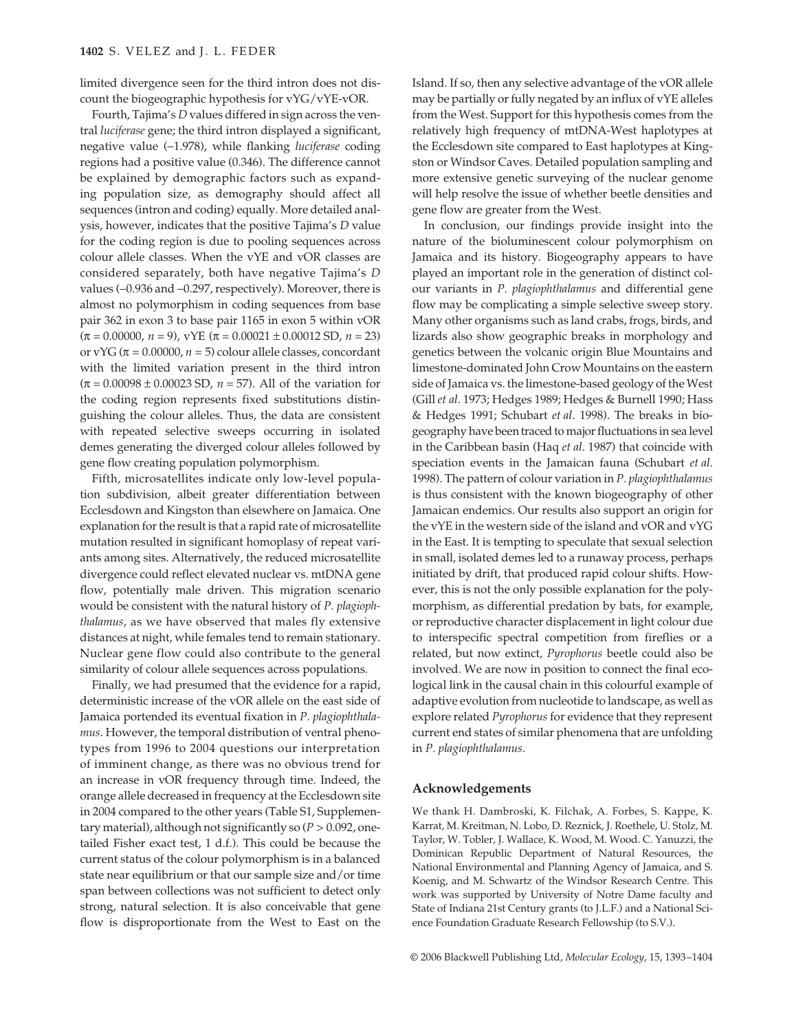limited divergence seen for the third intron does not discount the biogeographic hypothesis for vYG/vYE-vOR.

Fourth, Tajima's $D$ values differed in sign across the ventral *luciferase* gene; the third intron displayed a significant, negative value (–1.978), while flanking *luciferase* coding regions had a positive value (0.346). The difference cannot be explained by demographic factors such as expanding population size, as demography should affect all sequences (intron and coding) equally. More detailed analysis, however, indicates that the positive Tajima's $D$ value for the coding region is due to pooling sequences across colour allele classes. When the vYE and vOR classes are considered separately, both have negative Tajima's $D$ values (–0.936 and –0.297, respectively). Moreover, there is almost no polymorphism in coding sequences from base pair 362 in exon 3 to base pair 1165 in exon 5 within vOR ($\pi = 0.00000$, $n = 9$), vYE ($\pi = 0.00021 \pm 0.00012$ SD, $n = 23$) or vYG ($\pi = 0.00000$, $n = 5$) colour allele classes, concordant with the limited variation present in the third intron ($\pi = 0.00098 \pm 0.00023$ SD, $n = 57$). All of the variation for the coding region represents fixed substitutions distinguishing the colour alleles. Thus, the data are consistent with repeated selective sweeps occurring in isolated demes generating the diverged colour alleles followed by gene flow creating population polymorphism.

Fifth, microsatellites indicate only low-level population subdivision, albeit greater differentiation between Ecclesdown and Kingston than elsewhere on Jamaica. One explanation for the result is that a rapid rate of microsatellite mutation resulted in significant homoplasy of repeat variants among sites. Alternatively, the reduced microsatellite divergence could reflect elevated nuclear vs. mtDNA gene flow, potentially male driven. This migration scenario would be consistent with the natural history of *P. plagiophthalamus*, as we have observed that males fly extensive distances at night, while females tend to remain stationary. Nuclear gene flow could also contribute to the general similarity of colour allele sequences across populations.

Finally, we had presumed that the evidence for a rapid, deterministic increase of the vOR allele on the east side of Jamaica portended its eventual fixation in *P. plagiophthalamus*. However, the temporal distribution of ventral phenotypes from 1996 to 2004 questions our interpretation of imminent change, as there was no obvious trend for an increase in vOR frequency through time. Indeed, the orange allele decreased in frequency at the Ecclesdown site in 2004 compared to the other years (Table S1, Supplementary material), although not significantly so ($P > 0.092$, one-tailed Fisher exact test, 1 d.f.). This could be because the current status of the colour polymorphism is in a balanced state near equilibrium or that our sample size and/or time span between collections was not sufficient to detect only strong, natural selection. It is also conceivable that gene flow is disproportionate from the West to East on the Island. If so, then any selective advantage of the vOR allele may be partially or fully negated by an influx of vYE alleles from the West. Support for this hypothesis comes from the relatively high frequency of mtDNA-West haplotypes at the Ecclesdown site compared to East haplotypes at Kingston or Windsor Caves. Detailed population sampling and more extensive genetic surveying of the nuclear genome will help resolve the issue of whether beetle densities and gene flow are greater from the West.

In conclusion, our findings provide insight into the nature of the bioluminescent colour polymorphism on Jamaica and its history. Biogeography appears to have played an important role in the generation of distinct colour variants in *P. plagiophthalamus* and differential gene flow may be complicating a simple selective sweep story. Many other organisms such as land crabs, frogs, birds, and lizards also show geographic breaks in morphology and genetics between the volcanic origin Blue Mountains and limestone-dominated John Crow Mountains on the eastern side of Jamaica vs. the limestone-based geology of the West (Gill *et al*. 1973; Hedges 1989; Hedges & Burnell 1990; Hass & Hedges 1991; Schubart *et al*. 1998). The breaks in biogeography have been traced to major fluctuations in sea level in the Caribbean basin (Haq *et al*. 1987) that coincide with speciation events in the Jamaican fauna (Schubart *et al*. 1998). The pattern of colour variation in *P. plagiophthalamus* is thus consistent with the known biogeography of other Jamaican endemics. Our results also support an origin for the vYE in the western side of the island and vOR and vYG in the East. It is tempting to speculate that sexual selection in small, isolated demes led to a runaway process, perhaps initiated by drift, that produced rapid colour shifts. However, this is not the only possible explanation for the polymorphism, as differential predation by bats, for example, or reproductive character displacement in light colour due to interspecific spectral competition from fireflies or a related, but now extinct, *Pyrophorus* beetle could also be involved. We are now in position to connect the final ecological link in the causal chain in this colourful example of adaptive evolution from nucleotide to landscape, as well as explore related *Pyrophorus* for evidence that they represent current end states of similar phenomena that are unfolding in *P. plagiophthalamus*.

## Acknowledgements

We thank H. Dambroski, K. Filchak, A. Forbes, S. Kappe, K. Karrat, M. Kreitman, N. Lobo, D. Reznick, J. Roethele, U. Stolz, M. Taylor, W. Tobler, J. Wallace, K. Wood, M. Wood. C. Yanuzzi, the Dominican Republic Department of Natural Resources, the National Environmental and Planning Agency of Jamaica, and S. Koenig, and M. Schwartz of the Windsor Research Centre. This work was supported by University of Notre Dame faculty and State of Indiana 21st Century grants (to J.L.F.) and a National Science Foundation Graduate Research Fellowship (to S.V.).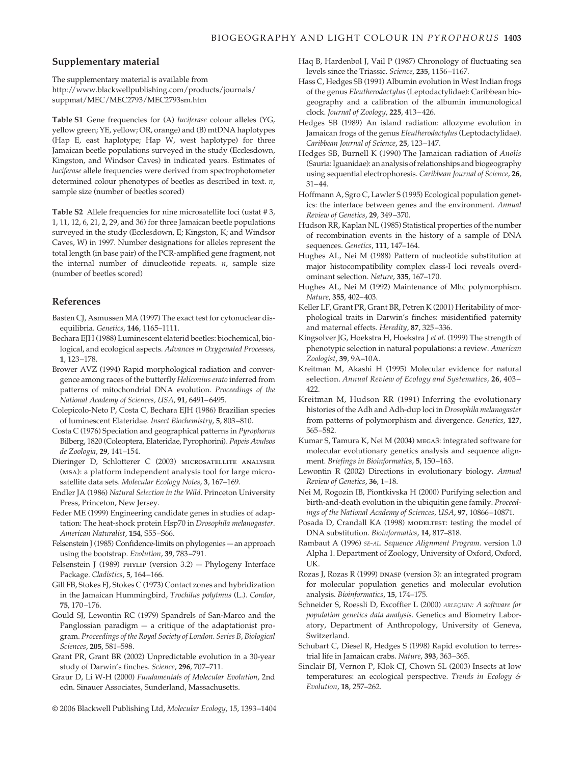## Supplementary material

The supplementary material is available from http://www.blackwellpublishing.com/products/journals/suppmat/MEC/MEC2793/MEC2793sm.htm

**Table S1** Gene frequencies for (A) *luciferase* colour alleles (YG, yellow green; YE, yellow; OR, orange) and (B) mtDNA haplotypes (Hap E, east haplotype; Hap W, west haplotype) for three Jamaican beetle populations surveyed in the study (Ecclesdown, Kingston, and Windsor Caves) in indicated years. Estimates of *luciferase* allele frequencies were derived from spectrophotometer determined colour phenotypes of beetles as described in text. *n*, sample size (number of beetles scored)

**Table S2** Allele frequencies for nine microsatellite loci (ustat # 3, 1, 11, 12, 6, 21, 2, 29, and 36) for three Jamaican beetle populations surveyed in the study (Ecclesdown, E; Kingston, K; and Windsor Caves, W) in 1997. Number designations for alleles represent the total length (in base pair) of the PCR-amplified gene fragment, not the internal number of dinucleotide repeats. *n*, sample size (number of beetles scored)

## References

Basten CJ, Asmussen MA (1997) The exact test for cytonuclear disequilibria. *Genetics*, **146**, 1165–1111.

Bechara EJH (1988) Luminescent elaterid beetles: biochemical, biological, and ecological aspects. *Advances in Oxygenated Processes*, **1**, 123–178.

Brower AVZ (1994) Rapid morphological radiation and convergence among races of the butterfly *Heliconius erato* inferred from patterns of mitochondrial DNA evolution. *Proceedings of the National Academy of Sciences, USA*, **91**, 6491–6495.

Colepicolo-Neto P, Costa C, Bechara EJH (1986) Brazilian species of luminescent Elateridae. *Insect Biochemistry*, **5**, 803–810.

Costa C (1976) Speciation and geographical patterns in *Pyrophorus* Bilberg, 1820 (Coleoptera, Elateridae, Pyrophorini). *Papeis Avulsos de Zoologia*, **29**, 141–154.

Dieringer D, Schlotterer C (2003) MICROSATELLITE ANALYSER (MSA): a platform independent analysis tool for large microsatellite data sets. *Molecular Ecology Notes*, **3**, 167–169.

Endler JA (1986) *Natural Selection in the Wild*. Princeton University Press, Princeton, New Jersey.

Feder ME (1999) Engineering candidate genes in studies of adaptation: The heat-shock protein Hsp70 in *Drosophila melanogaster*. *American Naturalist*, **154**, S55–S66.

Felsenstein J (1985) Confidence-limits on phylogenies — an approach using the bootstrap. *Evolution*, **39**, 783–791.

Felsenstein J (1989) PHYLIP (version 3.2) — Phylogeny Interface Package. *Cladistics*, **5**, 164–166.

Gill FB, Stokes FJ, Stokes C (1973) Contact zones and hybridization in the Jamaican Hummingbird, *Trochilus polytmus* (L.). *Condor*, **75**, 170–176.

Gould SJ, Lewontin RC (1979) Spandrels of San-Marco and the Panglossian paradigm — a critique of the adaptationist program. *Proceedings of the Royal Society of London. Series B, Biological Sciences*, **205**, 581–598.

Grant PR, Grant BR (2002) Unpredictable evolution in a 30-year study of Darwin's finches. *Science*, **296**, 707–711.

Graur D, Li W-H (2000) *Fundamentals of Molecular Evolution*, 2nd edn. Sinauer Associates, Sunderland, Massachusetts.

Haq B, Hardenbol J, Vail P (1987) Chronology of fluctuating sea levels since the Triassic. *Science*, **235**, 1156–1167.

Hass C, Hedges SB (1991) Albumin evolution in West Indian frogs of the genus *Eleutherodactylus* (Leptodactylidae): Caribbean biogeography and a calibration of the albumin immunological clock. *Journal of Zoology*, **225**, 413–426.

Hedges SB (1989) An island radiation: allozyme evolution in Jamaican frogs of the genus *Eleutherodactylus* (Leptodactylidae). *Caribbean Journal of Science*, **25**, 123–147.

Hedges SB, Burnell K (1990) The Jamaican radiation of *Anolis* (Sauria: Iguanidae): an analysis of relationships and biogeography using sequential electrophoresis. *Caribbean Journal of Science*, **26**, 31–44.

Hoffmann A, Sgro C, Lawler S (1995) Ecological population genetics: the interface between genes and the environment. *Annual Review of Genetics*, **29**, 349–370.

Hudson RR, Kaplan NL (1985) Statistical properties of the number of recombination events in the history of a sample of DNA sequences. *Genetics*, **111**, 147–164.

Hughes AL, Nei M (1988) Pattern of nucleotide substitution at major histocompatibility complex class-I loci reveals overdominant selection. *Nature*, **335**, 167–170.

Hughes AL, Nei M (1992) Maintenance of Mhc polymorphism. *Nature*, **355**, 402–403.

Keller LF, Grant PR, Grant BR, Petren K (2001) Heritability of morphological traits in Darwin's finches: misidentified paternity and maternal effects. *Heredity*, **87**, 325–336.

Kingsolver JG, Hoekstra H, Hoekstra J *et al.* (1999) The strength of phenotypic selection in natural populations: a review. *American Zoologist*, **39**, 9A–10A.

Kreitman M, Akashi H (1995) Molecular evidence for natural selection. *Annual Review of Ecology and Systematics*, **26**, 403–422.

Kreitman M, Hudson RR (1991) Inferring the evolutionary histories of the Adh and Adh-dup loci in *Drosophila melanogaster* from patterns of polymorphism and divergence. *Genetics*, **127**, 565–582.

Kumar S, Tamura K, Nei M (2004) MEGA3: integrated software for molecular evolutionary genetics analysis and sequence alignment. *Briefings in Bioinformatics*, **5**, 150–163.

Lewontin R (2002) Directions in evolutionary biology. *Annual Review of Genetics*, **36**, 1–18.

Nei M, Rogozin IB, Piontkivska H (2000) Purifying selection and birth-and-death evolution in the ubiquitin gene family. *Proceedings of the National Academy of Sciences, USA*, **97**, 10866–10871.

Posada D, Crandall KA (1998) MODELTEST: testing the model of DNA substitution. *Bioinformatics*, **14**, 817–818.

Rambaut A (1996) *SE-AL. Sequence Alignment Program.* version 1.0 Alpha 1. Department of Zoology, University of Oxford, Oxford, UK.

Rozas J, Rozas R (1999) DNASP (version 3): an integrated program for molecular population genetics and molecular evolution analysis. *Bioinformatics*, **15**, 174–175.

Schneider S, Roessli D, Excoffier L (2000) *ARLEQUIN: A software for population genetics data analysis*. Genetics and Biometry Laboratory, Department of Anthropology, University of Geneva, Switzerland.

Schubart C, Diesel R, Hedges S (1998) Rapid evolution to terrestrial life in Jamaican crabs. *Nature*, **393**, 363–365.

Sinclair BJ, Vernon P, Klok CJ, Chown SL (2003) Insects at low temperatures: an ecological perspective. *Trends in Ecology & Evolution*, **18**, 257–262.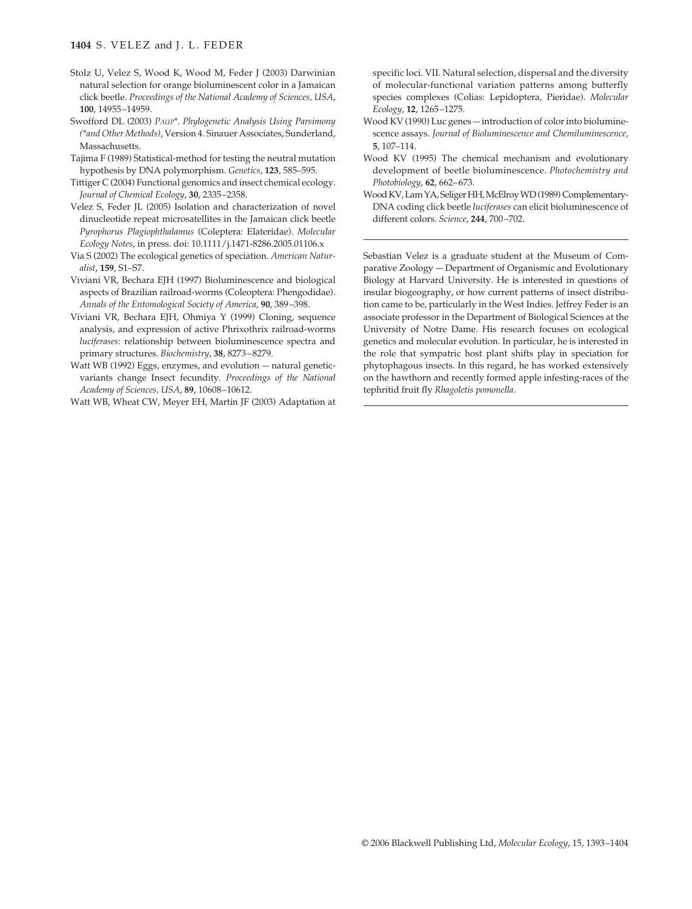Stolz U, Velez S, Wood K, Wood M, Feder J (2003) Darwinian natural selection for orange bioluminescent color in a Jamaican click beetle. *Proceedings of the National Academy of Sciences, USA*, **100**, 14955–14959.

Swofford DL (2003) *Paup\*. Phylogenetic Analysis Using Parsimony (\*and Other Methods)*, Version 4. Sinauer Associates, Sunderland, Massachusetts.

Tajima F (1989) Statistical-method for testing the neutral mutation hypothesis by DNA polymorphism. *Genetics*, **123**, 585–595.

Tittiger C (2004) Functional genomics and insect chemical ecology. *Journal of Chemical Ecology*, **30**, 2335–2358.

Velez S, Feder JL (2005) Isolation and characterization of novel dinucleotide repeat microsatellites in the Jamaican click beetle *Pyrophorus Plagiophthalamus* (Coleptera: Elateridae). *Molecular Ecology Notes*, in press. doi: 10.1111/j.1471-8286.2005.01106.x

Via S (2002) The ecological genetics of speciation. *American Naturalist*, **159**, S1–S7.

Viviani VR, Bechara EJH (1997) Bioluminescence and biological aspects of Brazilian railroad-worms (Coleoptera: Phengodidae). *Annals of the Entomological Society of America*, **90**, 389–398.

Viviani VR, Bechara EJH, Ohmiya Y (1999) Cloning, sequence analysis, and expression of active Phrixothrix railroad-worms *luciferases*: relationship between bioluminescence spectra and primary structures. *Biochemistry*, **38**, 8273–8279.

Watt WB (1992) Eggs, enzymes, and evolution — natural genetic-variants change Insect fecundity. *Proceedings of the National Academy of Sciences, USA*, **89**, 10608–10612.

Watt WB, Wheat CW, Meyer EH, Martin JF (2003) Adaptation at specific loci. VII. Natural selection, dispersal and the diversity of molecular-functional variation patterns among butterfly species complexes (Colias: Lepidoptera, Pieridae). *Molecular Ecology*, **12**, 1265–1275.

Wood KV (1990) Luc genes — introduction of color into bioluminescence assays. *Journal of Bioluminescence and Chemiluminescence*, **5**, 107–114.

Wood KV (1995) The chemical mechanism and evolutionary development of beetle bioluminescence. *Photochemistry and Photobiology*, **62**, 662–673.

Wood KV, Lam YA, Seliger HH, McElroy WD (1989) Complementary-DNA coding click beetle *luciferases* can elicit bioluminescence of different colors. *Science*, **244**, 700–702.

---

Sebastian Velez is a graduate student at the Museum of Comparative Zoology — Department of Organismic and Evolutionary Biology at Harvard University. He is interested in questions of insular biogeography, or how current patterns of insect distribution came to be, particularly in the West Indies. Jeffrey Feder is an associate professor in the Department of Biological Sciences at the University of Notre Dame. His research focuses on ecological genetics and molecular evolution. In particular, he is interested in the role that sympatric host plant shifts play in speciation for phytophagous insects. In this regard, he has worked extensively on the hawthorn and recently formed apple infesting-races of the tephritid fruit fly *Rhagoletis pomonella*.

---